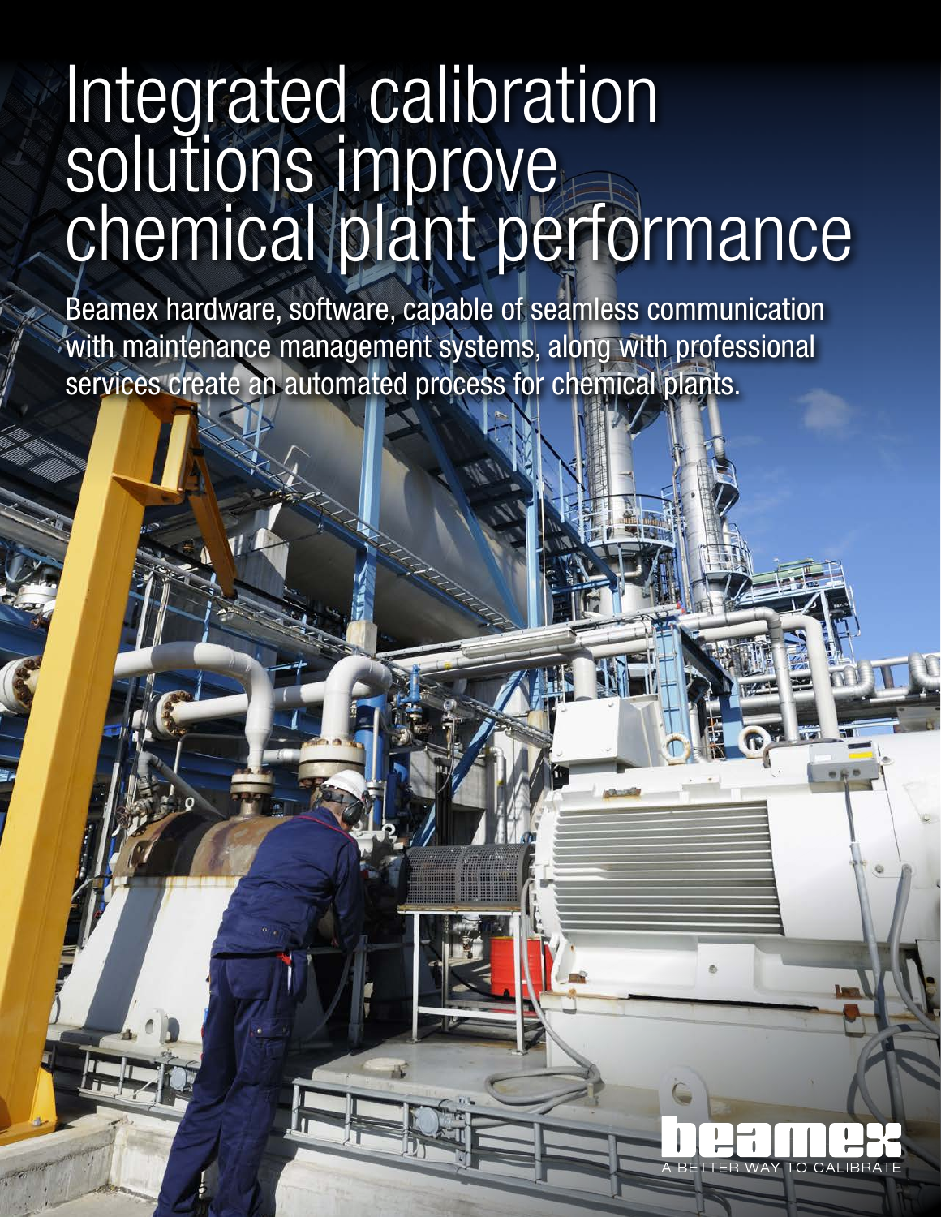# Integrated calibration solutions improve chemical plant performance

Beamex hardware, software, capable of seamless communication with maintenance management systems, along with professional services create an automated process for chemical plants.

beamex

A BETTER WAY TO CALIBRATE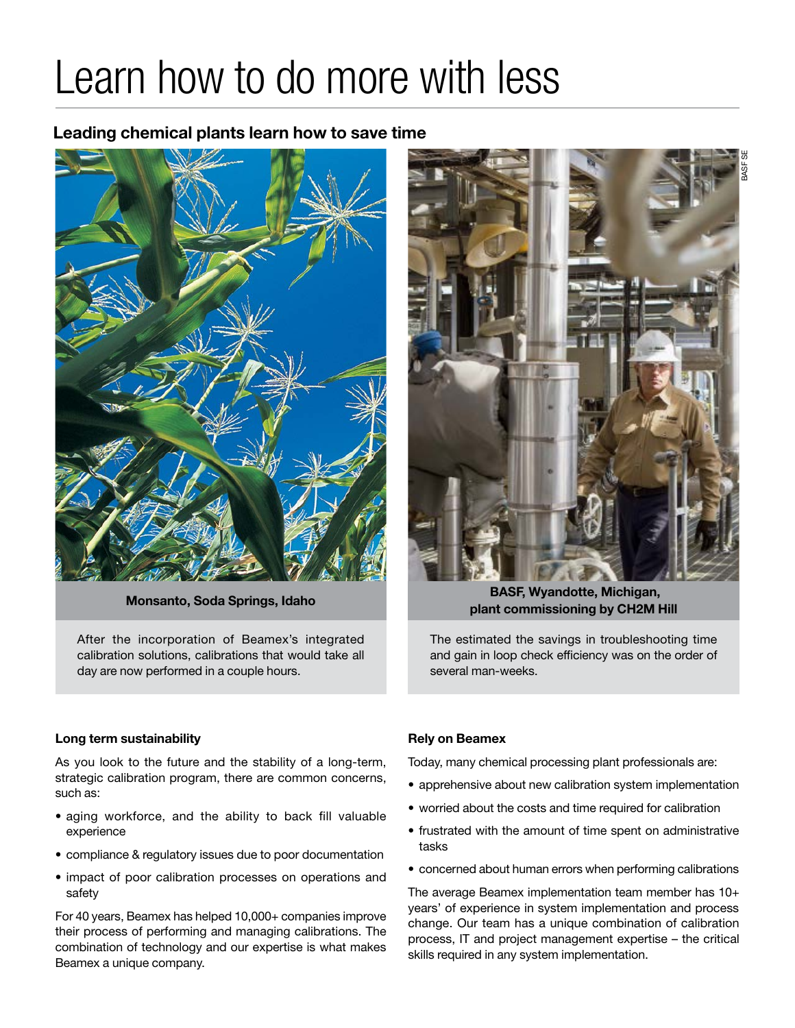# Learn how to do more with less

## Leading chemical plants learn how to save time

**Monsanto, Soda Springs, Idaho**

After the incorporation of Beamex's integrated calibration solutions, calibrations that would take all day are now performed in a couple hours.

**BASF, Wyandotte, Michigan, plant commissioning by CH2M Hill**

The estimated the savings in troubleshooting time and gain in loop check efficiency was on the order of several man-weeks.

BASF SE

### Long term sustainability

As you look to the future and the stability of a long-term, strategic calibration program, there are common concerns, such as:

- aging workforce, and the ability to back fill valuable experience
- compliance & regulatory issues due to poor documentation
- impact of poor calibration processes on operations and safety

For 40 years, Beamex has helped 10,000+ companies improve their process of performing and managing calibrations. The combination of technology and our expertise is what makes Beamex a unique company.

### Rely on Beamex

Today, many chemical processing plant professionals are:

- apprehensive about new calibration system implementation
- worried about the costs and time required for calibration
- frustrated with the amount of time spent on administrative tasks
- concerned about human errors when performing calibrations

The average Beamex implementation team member has 10+ years' of experience in system implementation and process change. Our team has a unique combination of calibration process, IT and project management expertise – the critical skills required in any system implementation.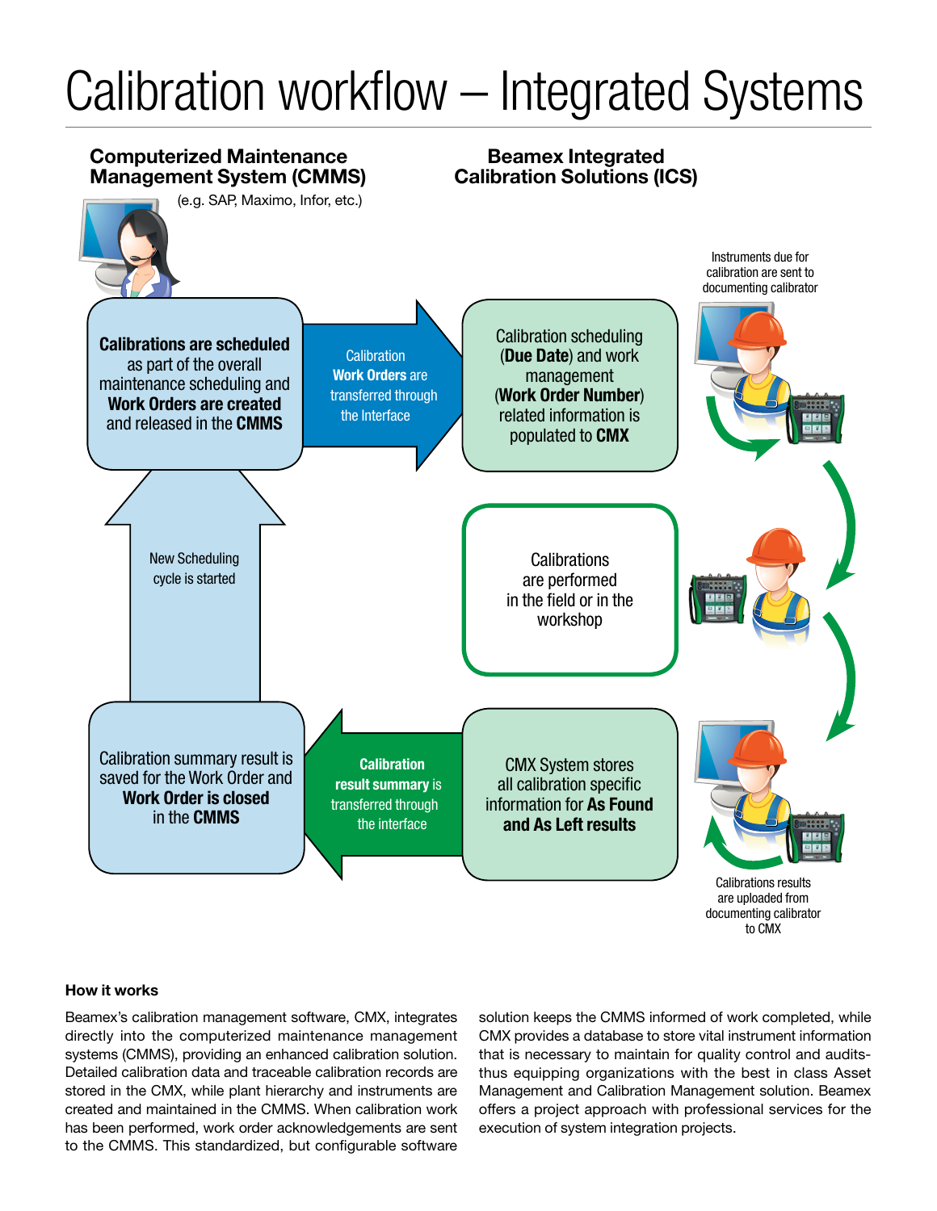# Calibration workflow – Integrated Systems

**Computerized Maintenance Management System (CMMS)**

(e.g. SAP, Maximo, Infor, etc.)

**Beamex Integrated Calibration Solutions (ICS)**

**Calibrations are scheduled** as part of the overall maintenance scheduling and **Work Orders are created** and released in the **CMMS**

Calibration **Work Orders** are transferred through the Interface

Calibration scheduling (**Due Date**) and work management (**Work Order Number**) related information is populated to **CMX**

Instruments due for calibration are sent to documenting calibrator

Calibrations are performed in the field or in the workshop

New Scheduling cycle is started

Calibration summary result is saved for the Work Order and **Work Order is closed** in the **CMMS**

**Calibration result summary** is transferred through the interface

CMX System stores all calibration specific information for **As Found and As Left results**

Calibrations results are uploaded from documenting calibrator to CMX

### How it works

Beamex's calibration management software, CMX, integrates directly into the computerized maintenance management systems (CMMS), providing an enhanced calibration solution. Detailed calibration data and traceable calibration records are stored in the CMX, while plant hierarchy and instruments are created and maintained in the CMMS. When calibration work has been performed, work order acknowledgements are sent to the CMMS. This standardized, but configurable software solution keeps the CMMS informed of work completed, while CMX provides a database to store vital instrument information that is necessary to maintain for quality control and audits-thus equipping organizations with the best in class Asset Management and Calibration Management solution. Beamex offers a project approach with professional services for the execution of system integration projects.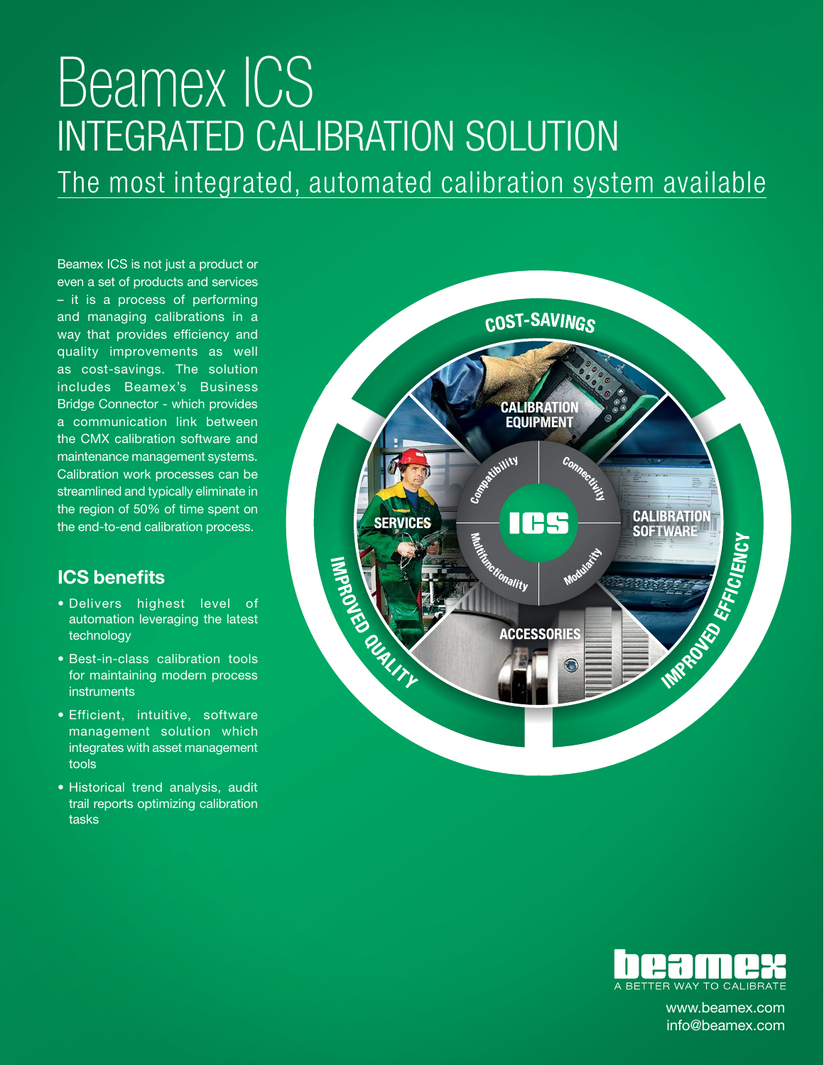# Beamex ICS

## INTEGRATED CALIBRATION SOLUTION

### The most integrated, automated calibration system available

Beamex ICS is not just a product or even a set of products and services – it is a process of performing and managing calibrations in a way that provides efficiency and quality improvements as well as cost-savings. The solution includes Beamex's Business Bridge Connector - which provides a communication link between the CMX calibration software and maintenance management systems. Calibration work processes can be streamlined and typically eliminate in the region of 50% of time spent on the end-to-end calibration process.

## ICS benefits

- Delivers highest level of automation leveraging the latest technology
- Best-in-class calibration tools for maintaining modern process instruments
- Efficient, intuitive, software management solution which integrates with asset management tools
- Historical trend analysis, audit trail reports optimizing calibration tasks

COST-SAVINGS

CALIBRATION EQUIPMENT

SERVICES

CALIBRATION SOFTWARE

ACCESSORIES

ICS

Compatibility

Connectivity

Multifunctionality

Modularity

IMPROVED QUALITY

IMPROVED EFFICIENCY

beamex
A BETTER WAY TO CALIBRATE

www.beamex.com
info@beamex.com